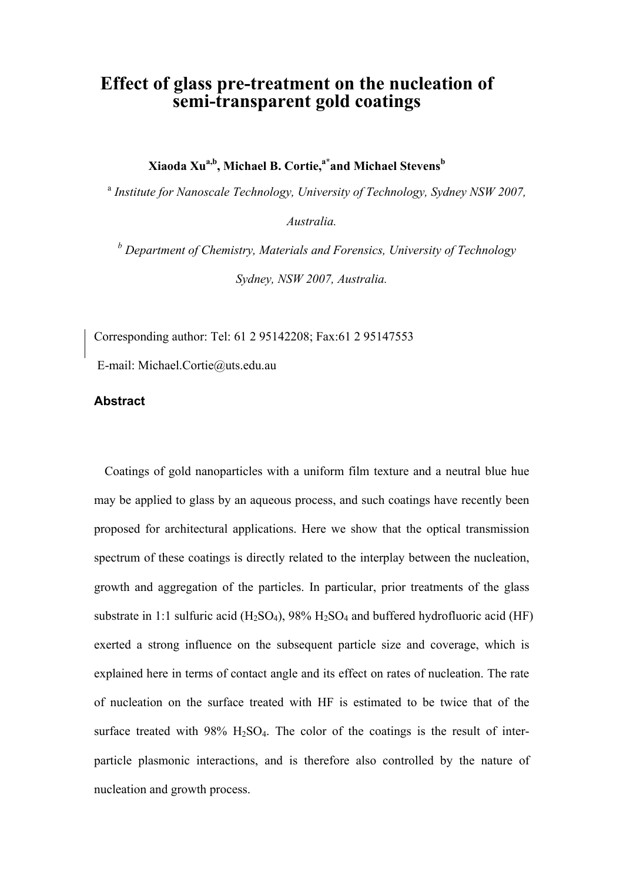# Effect of glass pre-treatment on the nucleation of semi-transparent gold coatings

**Xiaoda Xu[a,b], Michael B. Cortie,[a*] and Michael Stevens[b]**

[a] *Institute for Nanoscale Technology, University of Technology, Sydney NSW 2007, Australia.*

[b] *Department of Chemistry, Materials and Forensics, University of Technology Sydney, NSW 2007, Australia.*

Corresponding author: Tel: 61 2 95142208; Fax:61 2 95147553

E-mail: Michael.Cortie@uts.edu.au

### Abstract

Coatings of gold nanoparticles with a uniform film texture and a neutral blue hue may be applied to glass by an aqueous process, and such coatings have recently been proposed for architectural applications. Here we show that the optical transmission spectrum of these coatings is directly related to the interplay between the nucleation, growth and aggregation of the particles. In particular, prior treatments of the glass substrate in 1:1 sulfuric acid ($H_2SO_4$), 98% $H_2SO_4$ and buffered hydrofluoric acid (HF) exerted a strong influence on the subsequent particle size and coverage, which is explained here in terms of contact angle and its effect on rates of nucleation. The rate of nucleation on the surface treated with HF is estimated to be twice that of the surface treated with 98% $H_2SO_4$. The color of the coatings is the result of inter-particle plasmonic interactions, and is therefore also controlled by the nature of nucleation and growth process.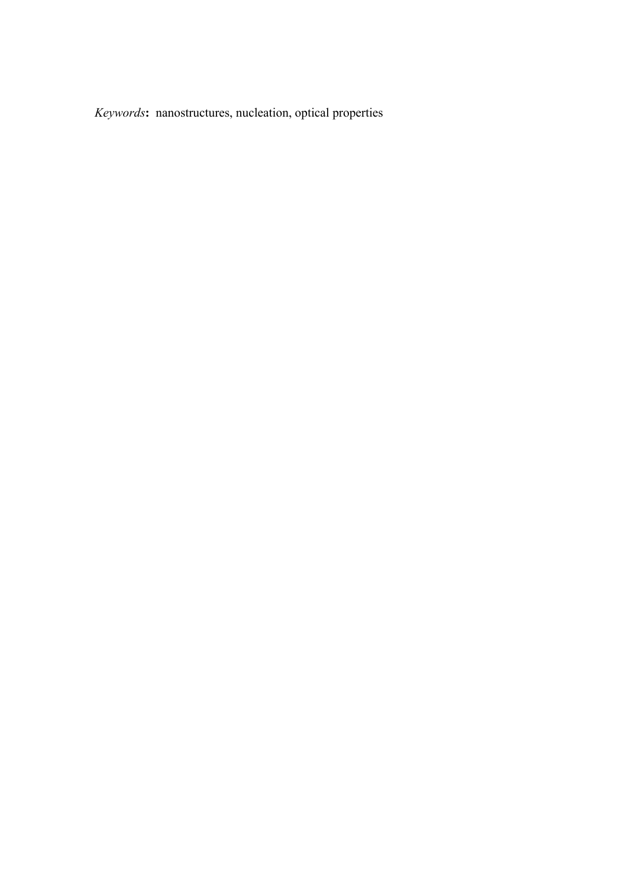*Keywords*: nanostructures, nucleation, optical properties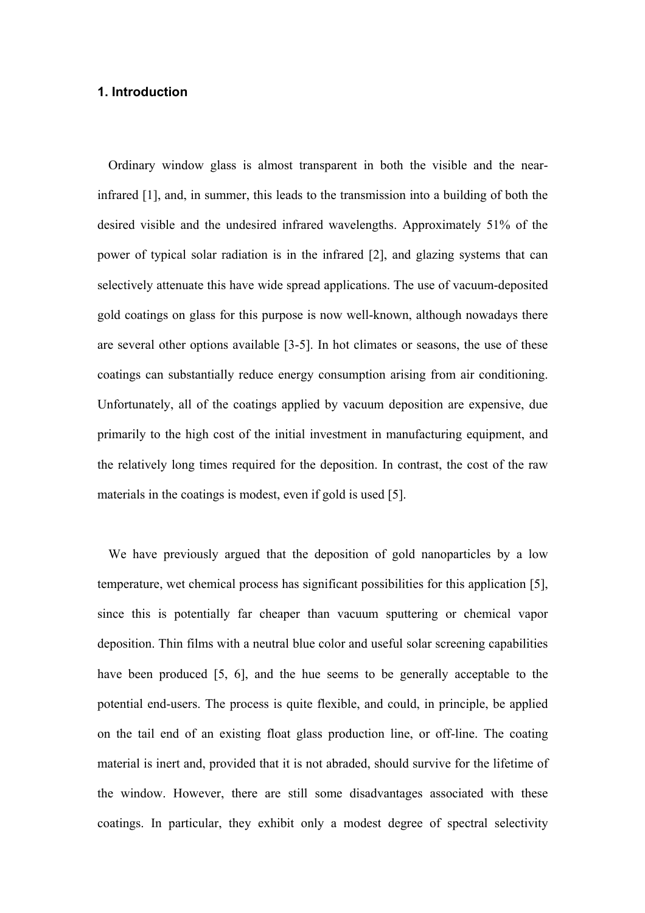## 1. Introduction

Ordinary window glass is almost transparent in both the visible and the near-infrared [1], and, in summer, this leads to the transmission into a building of both the desired visible and the undesired infrared wavelengths. Approximately 51% of the power of typical solar radiation is in the infrared [2], and glazing systems that can selectively attenuate this have wide spread applications. The use of vacuum-deposited gold coatings on glass for this purpose is now well-known, although nowadays there are several other options available [3-5]. In hot climates or seasons, the use of these coatings can substantially reduce energy consumption arising from air conditioning. Unfortunately, all of the coatings applied by vacuum deposition are expensive, due primarily to the high cost of the initial investment in manufacturing equipment, and the relatively long times required for the deposition. In contrast, the cost of the raw materials in the coatings is modest, even if gold is used [5].

We have previously argued that the deposition of gold nanoparticles by a low temperature, wet chemical process has significant possibilities for this application [5], since this is potentially far cheaper than vacuum sputtering or chemical vapor deposition. Thin films with a neutral blue color and useful solar screening capabilities have been produced [5, 6], and the hue seems to be generally acceptable to the potential end-users. The process is quite flexible, and could, in principle, be applied on the tail end of an existing float glass production line, or off-line. The coating material is inert and, provided that it is not abraded, should survive for the lifetime of the window. However, there are still some disadvantages associated with these coatings. In particular, they exhibit only a modest degree of spectral selectivity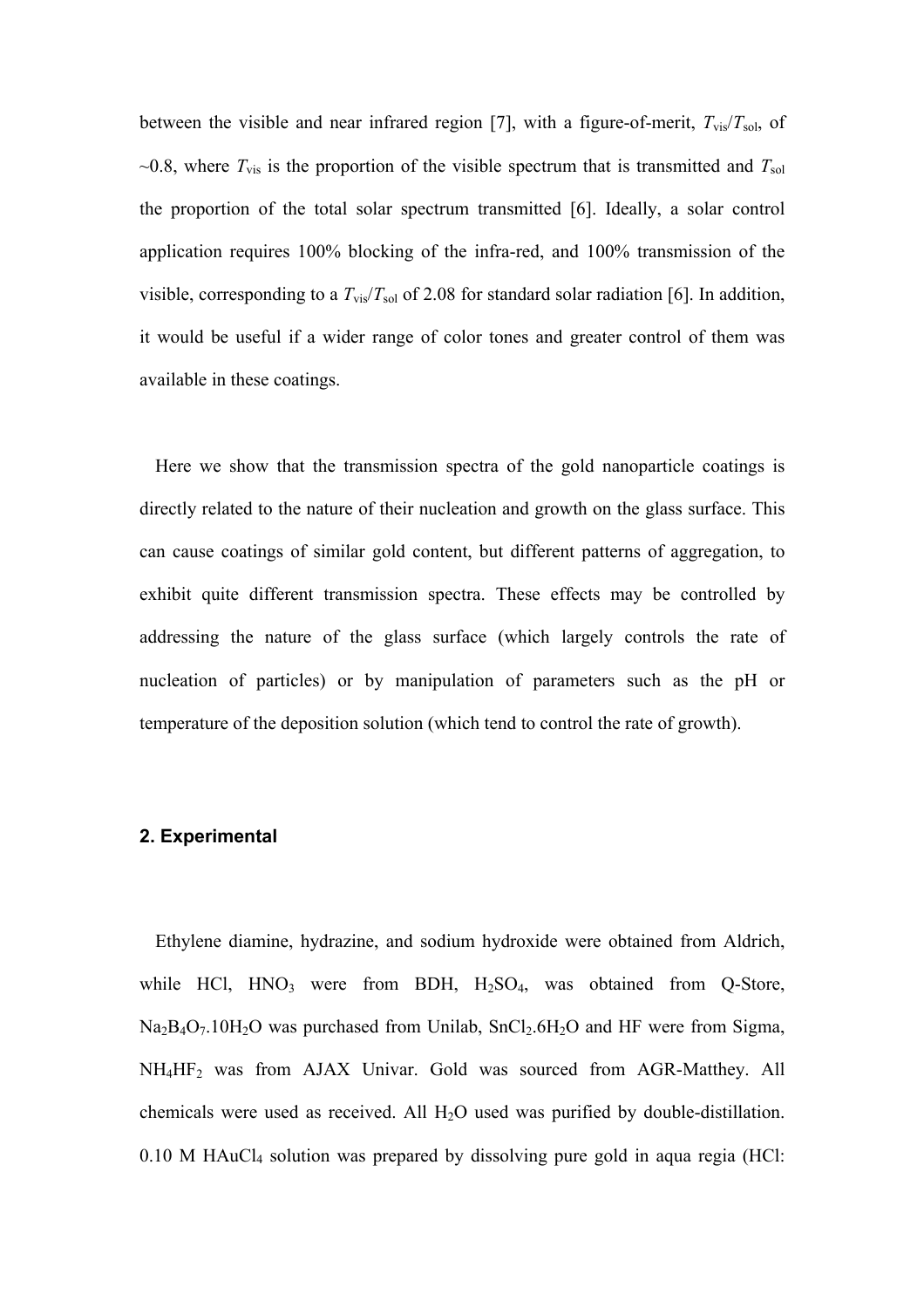between the visible and near infrared region [7], with a figure-of-merit, $T_{vis}/T_{sol}$, of ~0.8, where $T_{vis}$ is the proportion of the visible spectrum that is transmitted and $T_{sol}$ the proportion of the total solar spectrum transmitted [6]. Ideally, a solar control application requires 100% blocking of the infra-red, and 100% transmission of the visible, corresponding to a $T_{vis}/T_{sol}$ of 2.08 for standard solar radiation [6]. In addition, it would be useful if a wider range of color tones and greater control of them was available in these coatings.

Here we show that the transmission spectra of the gold nanoparticle coatings is directly related to the nature of their nucleation and growth on the glass surface. This can cause coatings of similar gold content, but different patterns of aggregation, to exhibit quite different transmission spectra. These effects may be controlled by addressing the nature of the glass surface (which largely controls the rate of nucleation of particles) or by manipulation of parameters such as the pH or temperature of the deposition solution (which tend to control the rate of growth).

## 2. Experimental

Ethylene diamine, hydrazine, and sodium hydroxide were obtained from Aldrich, while HCl, $HNO_3$ were from BDH, $H_2SO_4$, was obtained from Q-Store, $Na_2B_4O_7.10H_2O$ was purchased from Unilab, $SnCl_2.6H_2O$ and HF were from Sigma, $NH_4HF_2$ was from AJAX Univar. Gold was sourced from AGR-Matthey. All chemicals were used as received. All $H_2O$ used was purified by double-distillation. 0.10 M $HAuCl_4$ solution was prepared by dissolving pure gold in aqua regia (HCl: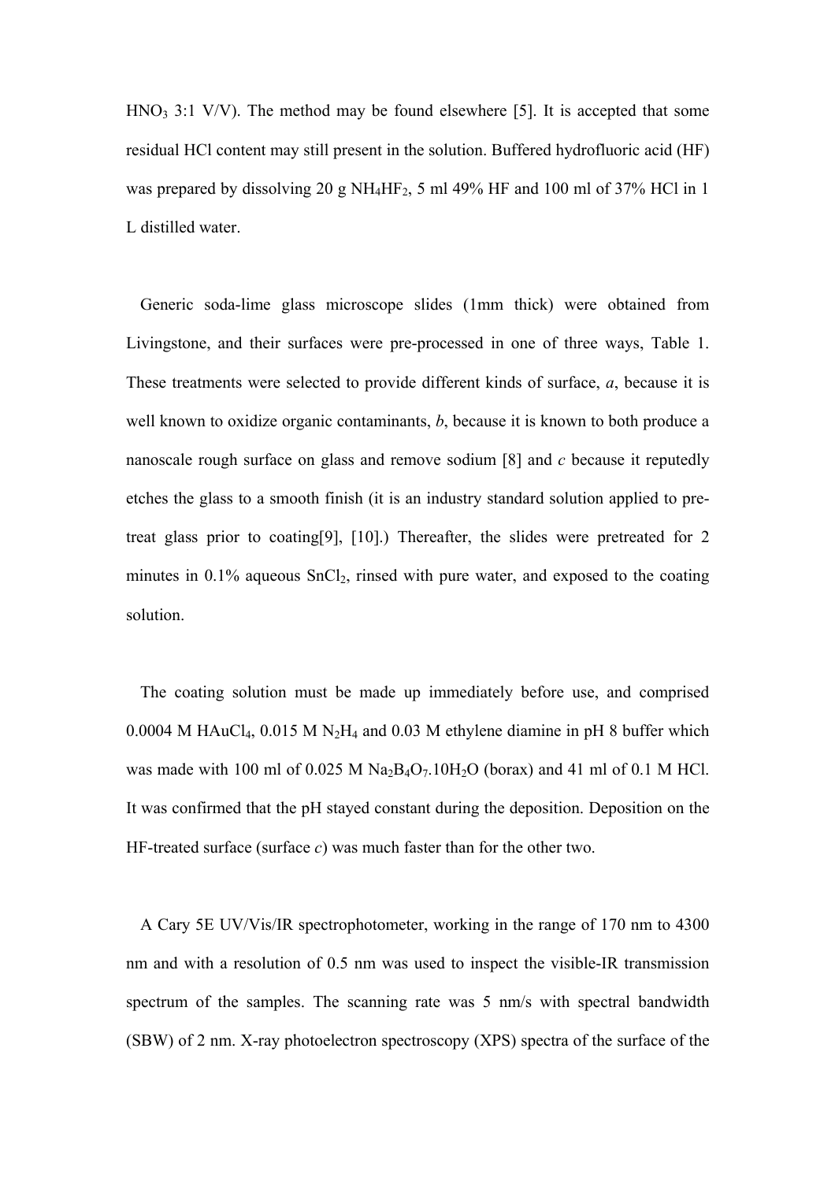$HNO_3$ 3:1 V/V). The method may be found elsewhere [5]. It is accepted that some residual HCl content may still present in the solution. Buffered hydrofluoric acid (HF) was prepared by dissolving 20 g $NH_4HF_2$, 5 ml 49% HF and 100 ml of 37% HCl in 1 L distilled water.

Generic soda-lime glass microscope slides (1mm thick) were obtained from Livingstone, and their surfaces were pre-processed in one of three ways, Table 1. These treatments were selected to provide different kinds of surface, *a*, because it is well known to oxidize organic contaminants, *b*, because it is known to both produce a nanoscale rough surface on glass and remove sodium [8] and *c* because it reputedly etches the glass to a smooth finish (it is an industry standard solution applied to pre-treat glass prior to coating[9], [10].) Thereafter, the slides were pretreated for 2 minutes in 0.1% aqueous $SnCl_2$, rinsed with pure water, and exposed to the coating solution.

The coating solution must be made up immediately before use, and comprised 0.0004 M $HAuCl_4$, 0.015 M $N_2H_4$ and 0.03 M ethylene diamine in pH 8 buffer which was made with 100 ml of 0.025 M $Na_2B_4O_7.10H_2O$ (borax) and 41 ml of 0.1 M HCl. It was confirmed that the pH stayed constant during the deposition. Deposition on the HF-treated surface (surface *c*) was much faster than for the other two.

A Cary 5E UV/Vis/IR spectrophotometer, working in the range of 170 nm to 4300 nm and with a resolution of 0.5 nm was used to inspect the visible-IR transmission spectrum of the samples. The scanning rate was 5 nm/s with spectral bandwidth (SBW) of 2 nm. X-ray photoelectron spectroscopy (XPS) spectra of the surface of the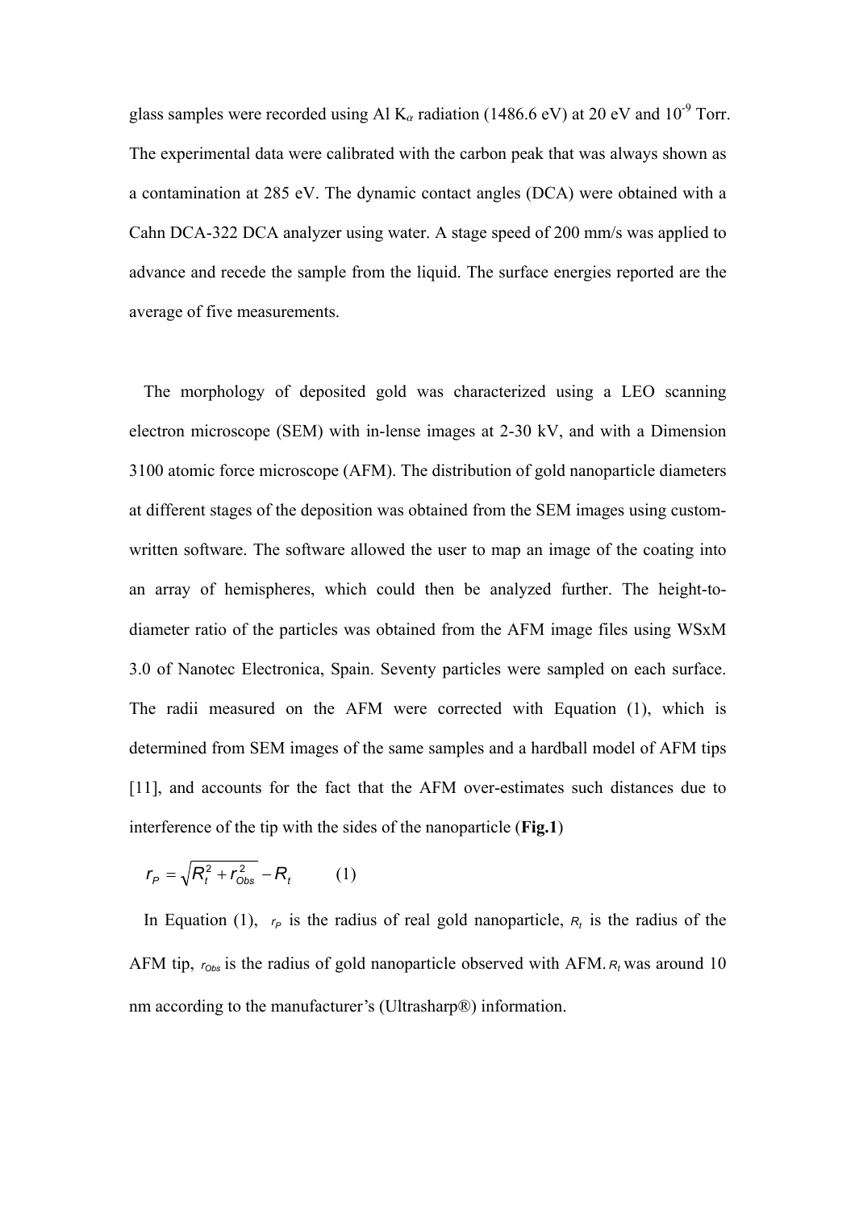glass samples were recorded using Al $K_{\alpha}$ radiation (1486.6 eV) at 20 eV and $10^{-9}$ Torr. The experimental data were calibrated with the carbon peak that was always shown as a contamination at 285 eV. The dynamic contact angles (DCA) were obtained with a Cahn DCA-322 DCA analyzer using water. A stage speed of 200 mm/s was applied to advance and recede the sample from the liquid. The surface energies reported are the average of five measurements.

The morphology of deposited gold was characterized using a LEO scanning electron microscope (SEM) with in-lense images at 2-30 kV, and with a Dimension 3100 atomic force microscope (AFM). The distribution of gold nanoparticle diameters at different stages of the deposition was obtained from the SEM images using custom-written software. The software allowed the user to map an image of the coating into an array of hemispheres, which could then be analyzed further. The height-to-diameter ratio of the particles was obtained from the AFM image files using WSxM 3.0 of Nanotec Electronica, Spain. Seventy particles were sampled on each surface. The radii measured on the AFM were corrected with Equation (1), which is determined from SEM images of the same samples and a hardball model of AFM tips [11], and accounts for the fact that the AFM over-estimates such distances due to interference of the tip with the sides of the nanoparticle (**Fig.1**)

$$r_P = \sqrt{R_t^2 + r_{Obs}^2} - R_t \qquad (1)$$

In Equation (1), $r_P$ is the radius of real gold nanoparticle, $R_t$ is the radius of the AFM tip, $r_{Obs}$ is the radius of gold nanoparticle observed with AFM. $R_t$ was around 10 nm according to the manufacturer's (Ultrasharp®) information.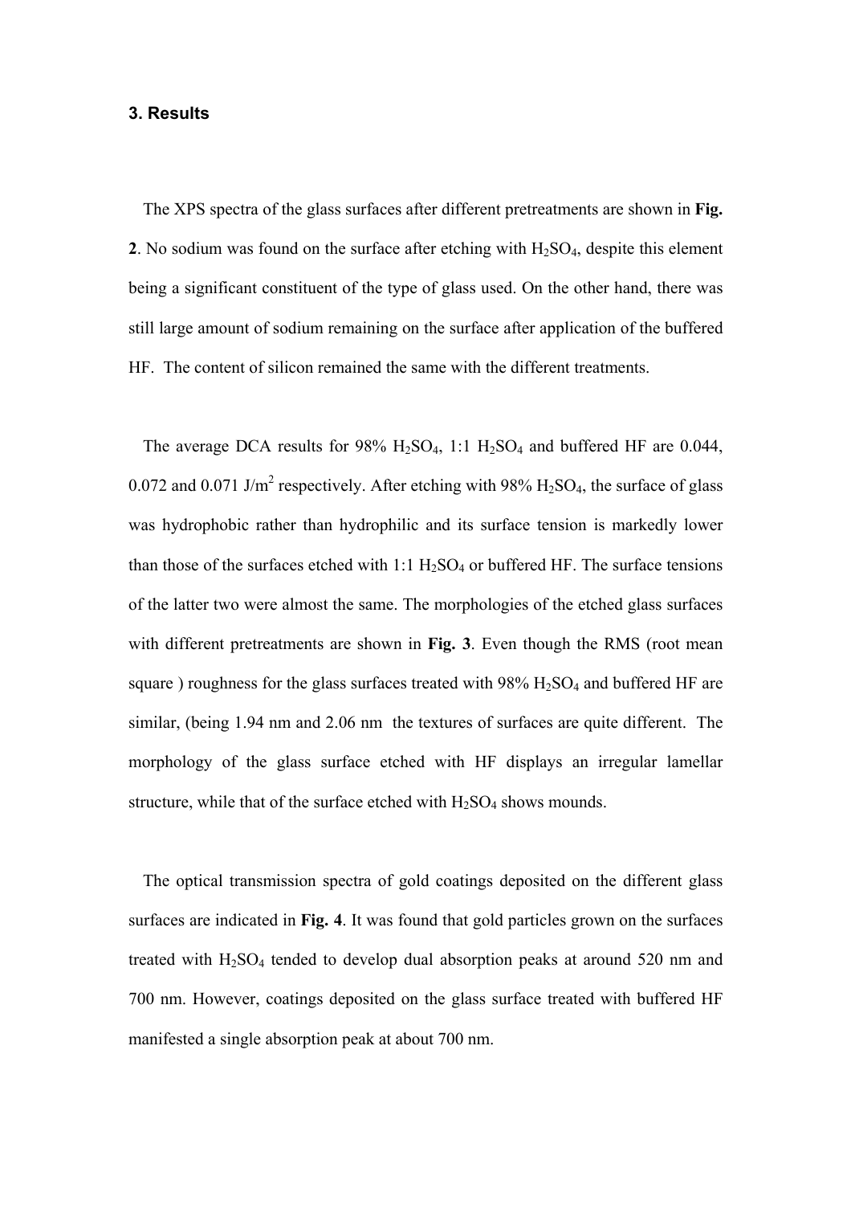### 3. Results

The XPS spectra of the glass surfaces after different pretreatments are shown in **Fig. 2**. No sodium was found on the surface after etching with $H_2SO_4$, despite this element being a significant constituent of the type of glass used. On the other hand, there was still large amount of sodium remaining on the surface after application of the buffered HF. The content of silicon remained the same with the different treatments.

The average DCA results for 98% $H_2SO_4$, 1:1 $H_2SO_4$ and buffered HF are 0.044, 0.072 and 0.071 J/m$^2$ respectively. After etching with 98% $H_2SO_4$, the surface of glass was hydrophobic rather than hydrophilic and its surface tension is markedly lower than those of the surfaces etched with 1:1 $H_2SO_4$ or buffered HF. The surface tensions of the latter two were almost the same. The morphologies of the etched glass surfaces with different pretreatments are shown in **Fig. 3**. Even though the RMS (root mean square ) roughness for the glass surfaces treated with 98% $H_2SO_4$ and buffered HF are similar, (being 1.94 nm and 2.06 nm the textures of surfaces are quite different. The morphology of the glass surface etched with HF displays an irregular lamellar structure, while that of the surface etched with $H_2SO_4$ shows mounds.

The optical transmission spectra of gold coatings deposited on the different glass surfaces are indicated in **Fig. 4**. It was found that gold particles grown on the surfaces treated with $H_2SO_4$ tended to develop dual absorption peaks at around 520 nm and 700 nm. However, coatings deposited on the glass surface treated with buffered HF manifested a single absorption peak at about 700 nm.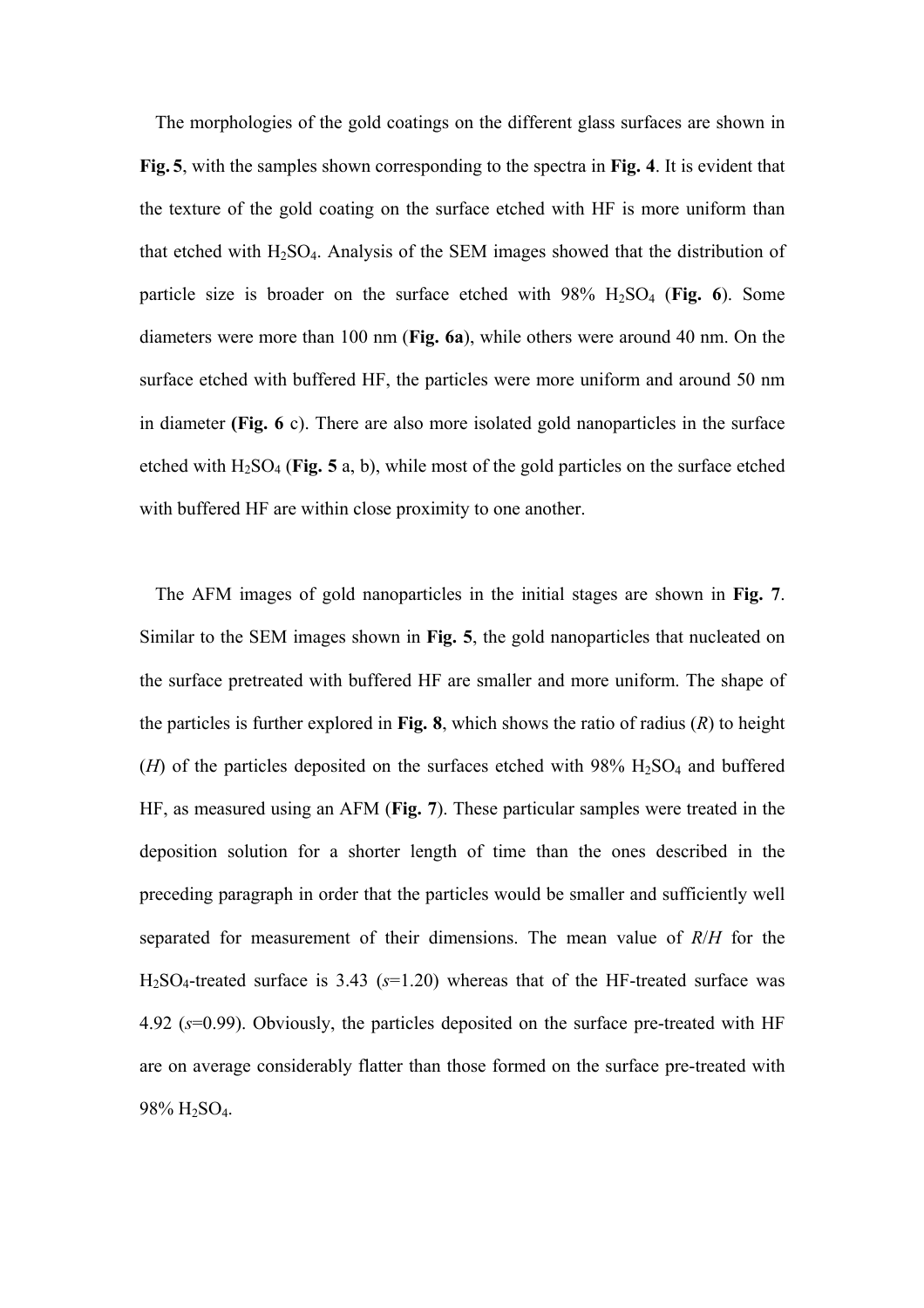The morphologies of the gold coatings on the different glass surfaces are shown in **Fig. 5**, with the samples shown corresponding to the spectra in **Fig. 4**. It is evident that the texture of the gold coating on the surface etched with HF is more uniform than that etched with $H_2SO_4$. Analysis of the SEM images showed that the distribution of particle size is broader on the surface etched with 98% $H_2SO_4$ (**Fig. 6**). Some diameters were more than 100 nm (**Fig. 6a**), while others were around 40 nm. On the surface etched with buffered HF, the particles were more uniform and around 50 nm in diameter **(Fig. 6** c). There are also more isolated gold nanoparticles in the surface etched with $H_2SO_4$ (**Fig. 5** a, b), while most of the gold particles on the surface etched with buffered HF are within close proximity to one another.

The AFM images of gold nanoparticles in the initial stages are shown in **Fig. 7**. Similar to the SEM images shown in **Fig. 5**, the gold nanoparticles that nucleated on the surface pretreated with buffered HF are smaller and more uniform. The shape of the particles is further explored in **Fig. 8**, which shows the ratio of radius ($R$) to height ($H$) of the particles deposited on the surfaces etched with 98% $H_2SO_4$ and buffered HF, as measured using an AFM (**Fig. 7**). These particular samples were treated in the deposition solution for a shorter length of time than the ones described in the preceding paragraph in order that the particles would be smaller and sufficiently well separated for measurement of their dimensions. The mean value of $R/H$ for the $H_2SO_4$-treated surface is 3.43 ($s$=1.20) whereas that of the HF-treated surface was 4.92 ($s$=0.99). Obviously, the particles deposited on the surface pre-treated with HF are on average considerably flatter than those formed on the surface pre-treated with 98% $H_2SO_4$.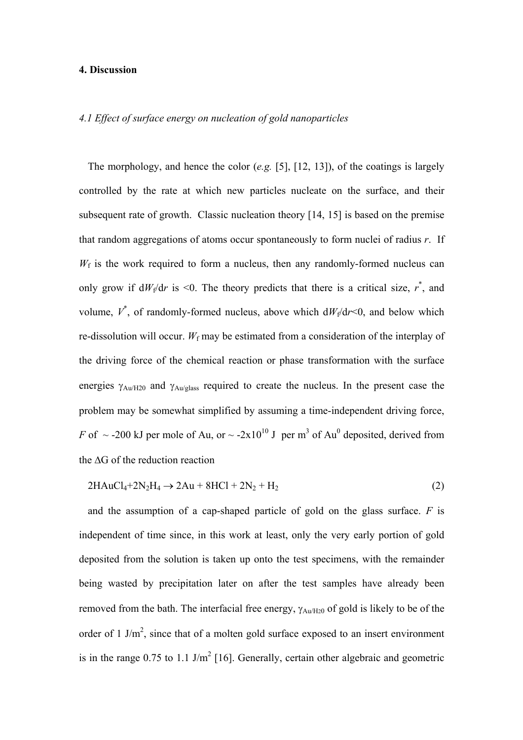## 4. Discussion

### *4.1 Effect of surface energy on nucleation of gold nanoparticles*

The morphology, and hence the color (*e.g.* [5], [12, 13]), of the coatings is largely controlled by the rate at which new particles nucleate on the surface, and their subsequent rate of growth. Classic nucleation theory [14, 15] is based on the premise that random aggregations of atoms occur spontaneously to form nuclei of radius $r$. If $W_f$ is the work required to form a nucleus, then any randomly-formed nucleus can only grow if $dW_f/dr$ is <0. The theory predicts that there is a critical size, $r^*$, and volume, $V^*$, of randomly-formed nucleus, above which $dW_f/dr<0$, and below which re-dissolution will occur. $W_f$ may be estimated from a consideration of the interplay of the driving force of the chemical reaction or phase transformation with the surface energies $\gamma_{Au/H20}$ and $\gamma_{Au/glass}$ required to create the nucleus. In the present case the problem may be somewhat simplified by assuming a time-independent driving force, $F$ of ~ -200 kJ per mole of Au, or ~ $-2 \times 10^{10}$ J per $m^3$ of $Au^0$ deposited, derived from the $\Delta G$ of the reduction reaction

$$2HAuCl_4 + 2N_2H_4 \rightarrow 2Au + 8HCl + 2N_2 + H_2 \tag{2}$$

and the assumption of a cap-shaped particle of gold on the glass surface. $F$ is independent of time since, in this work at least, only the very early portion of gold deposited from the solution is taken up onto the test specimens, with the remainder being wasted by precipitation later on after the test samples have already been removed from the bath. The interfacial free energy, $\gamma_{Au/H20}$ of gold is likely to be of the order of 1 J/$m^2$, since that of a molten gold surface exposed to an insert environment is in the range 0.75 to 1.1 J/$m^2$ [16]. Generally, certain other algebraic and geometric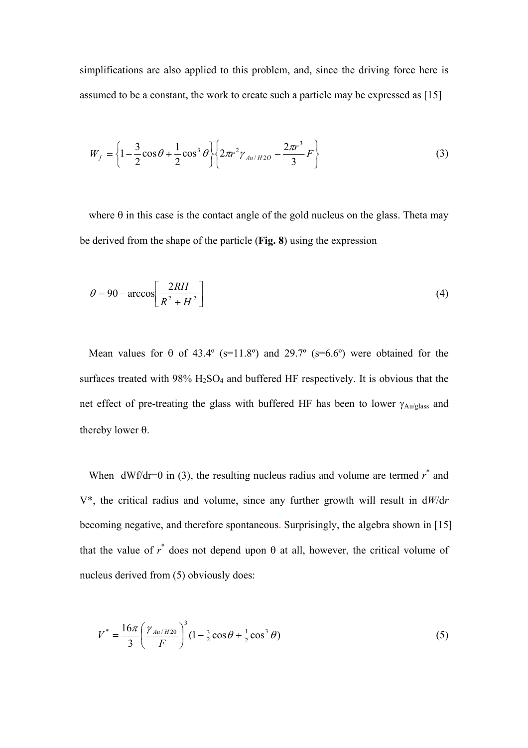simplifications are also applied to this problem, and, since the driving force here is assumed to be a constant, the work to create such a particle may be expressed as [15]

$$W_f = \left\{1 - \frac{3}{2}\cos\theta + \frac{1}{2}\cos^3\theta\right\}\left\{2\pi r^2 \gamma_{Au/H2O} - \frac{2\pi r^3}{3}F\right\} \tag{3}$$

where θ in this case is the contact angle of the gold nucleus on the glass. Theta may be derived from the shape of the particle (**Fig. 8**) using the expression

$$\theta = 90 - \arccos\left[\frac{2RH}{R^2 + H^2}\right] \tag{4}$$

Mean values for θ of 43.4º (s=11.8º) and 29.7º (s=6.6º) were obtained for the surfaces treated with 98% $H_2SO_4$ and buffered HF respectively. It is obvious that the net effect of pre-treating the glass with buffered HF has been to lower $\gamma_{Au/glass}$ and thereby lower θ.

When dWf/dr=0 in (3), the resulting nucleus radius and volume are termed $r^*$ and V\*, the critical radius and volume, since any further growth will result in d$W$/d$r$ becoming negative, and therefore spontaneous. Surprisingly, the algebra shown in [15] that the value of $r^*$ does not depend upon θ at all, however, the critical volume of nucleus derived from (5) obviously does:

$$V^* = \frac{16\pi}{3}\left(\frac{\gamma_{Au/H20}}{F}\right)^3 (1 - \tfrac{3}{2}\cos\theta + \tfrac{1}{2}\cos^3\theta) \tag{5}$$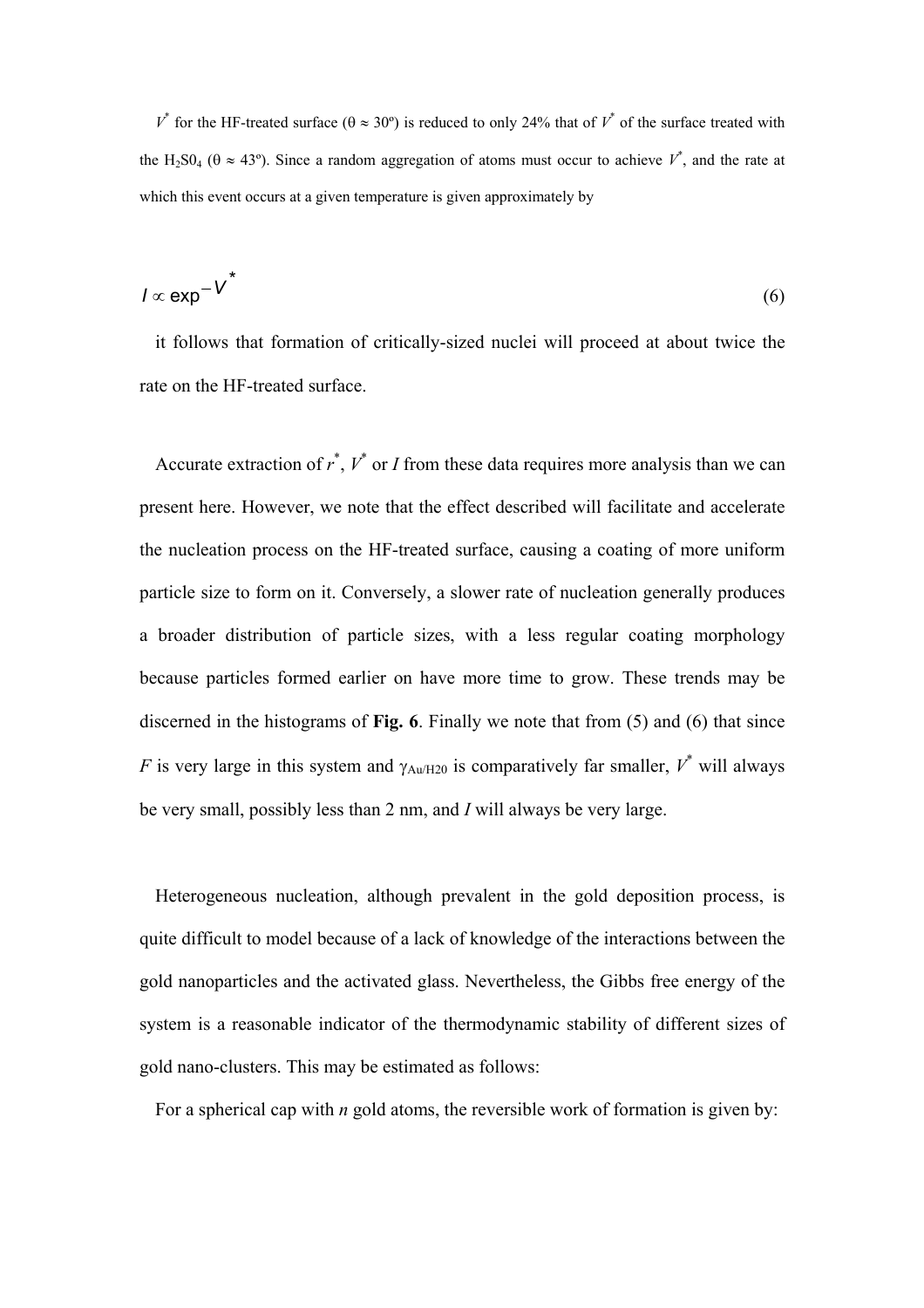$V^*$ for the HF-treated surface ($\theta \approx 30º$) is reduced to only 24% that of $V^*$ of the surface treated with the $H_2S0_4$ ($\theta \approx 43º$). Since a random aggregation of atoms must occur to achieve $V^*$, and the rate at which this event occurs at a given temperature is given approximately by

$$I \propto \exp^{-V^*} \tag{6}$$

it follows that formation of critically-sized nuclei will proceed at about twice the rate on the HF-treated surface.

Accurate extraction of $r^*$, $V^*$ or $I$ from these data requires more analysis than we can present here. However, we note that the effect described will facilitate and accelerate the nucleation process on the HF-treated surface, causing a coating of more uniform particle size to form on it. Conversely, a slower rate of nucleation generally produces a broader distribution of particle sizes, with a less regular coating morphology because particles formed earlier on have more time to grow. These trends may be discerned in the histograms of **Fig. 6**. Finally we note that from (5) and (6) that since $F$ is very large in this system and $\gamma_{Au/H20}$ is comparatively far smaller, $V^*$ will always be very small, possibly less than 2 nm, and $I$ will always be very large.

Heterogeneous nucleation, although prevalent in the gold deposition process, is quite difficult to model because of a lack of knowledge of the interactions between the gold nanoparticles and the activated glass. Nevertheless, the Gibbs free energy of the system is a reasonable indicator of the thermodynamic stability of different sizes of gold nano-clusters. This may be estimated as follows:

For a spherical cap with $n$ gold atoms, the reversible work of formation is given by: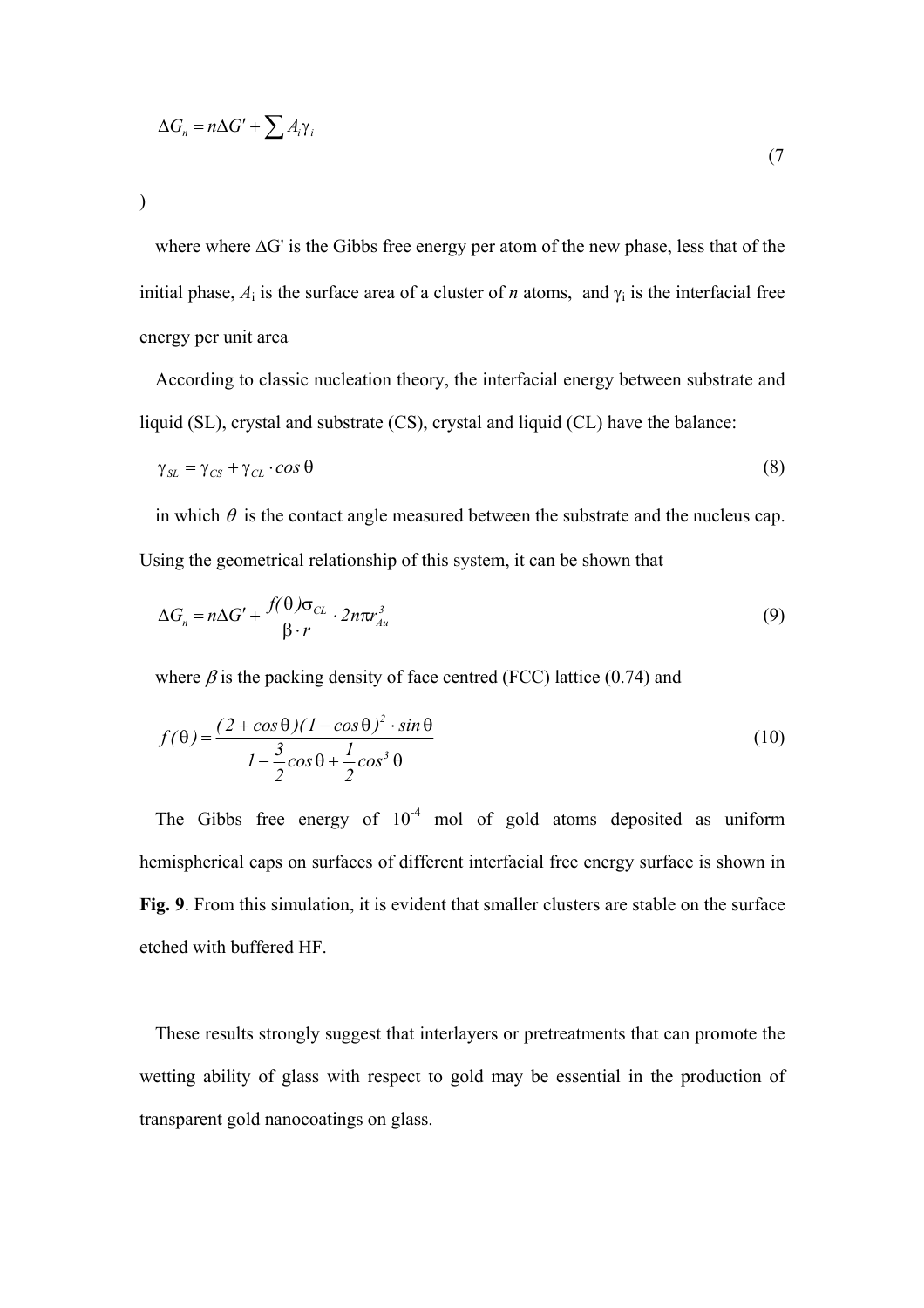$$\Delta G_n = n\Delta G' + \sum A_i \gamma_i \tag{7}$$

where where ΔG' is the Gibbs free energy per atom of the new phase, less that of the initial phase, $A_i$ is the surface area of a cluster of *n* atoms, and $\gamma_i$ is the interfacial free energy per unit area

According to classic nucleation theory, the interfacial energy between substrate and liquid (SL), crystal and substrate (CS), crystal and liquid (CL) have the balance:

$$\gamma_{SL} = \gamma_{CS} + \gamma_{CL} \cdot \cos\theta \tag{8}$$

in which $\theta$ is the contact angle measured between the substrate and the nucleus cap. Using the geometrical relationship of this system, it can be shown that

$$\Delta G_n = n\Delta G' + \frac{f(\theta)\sigma_{CL}}{\beta \cdot r} \cdot 2n\pi r_{Au}^3 \tag{9}$$

where $\beta$ is the packing density of face centred (FCC) lattice (0.74) and

$$f(\theta) = \frac{(2+\cos\theta)(1-\cos\theta)^2 \cdot \sin\theta}{1 - \frac{3}{2}\cos\theta + \frac{1}{2}\cos^3\theta} \tag{10}$$

The Gibbs free energy of $10^{-4}$ mol of gold atoms deposited as uniform hemispherical caps on surfaces of different interfacial free energy surface is shown in **Fig. 9**. From this simulation, it is evident that smaller clusters are stable on the surface etched with buffered HF.

These results strongly suggest that interlayers or pretreatments that can promote the wetting ability of glass with respect to gold may be essential in the production of transparent gold nanocoatings on glass.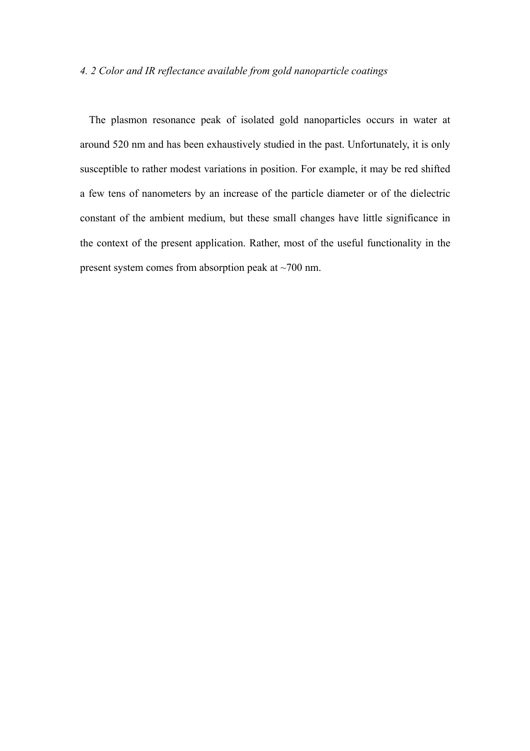### *4. 2 Color and IR reflectance available from gold nanoparticle coatings*

The plasmon resonance peak of isolated gold nanoparticles occurs in water at around 520 nm and has been exhaustively studied in the past. Unfortunately, it is only susceptible to rather modest variations in position. For example, it may be red shifted a few tens of nanometers by an increase of the particle diameter or of the dielectric constant of the ambient medium, but these small changes have little significance in the context of the present application. Rather, most of the useful functionality in the present system comes from absorption peak at ~700 nm.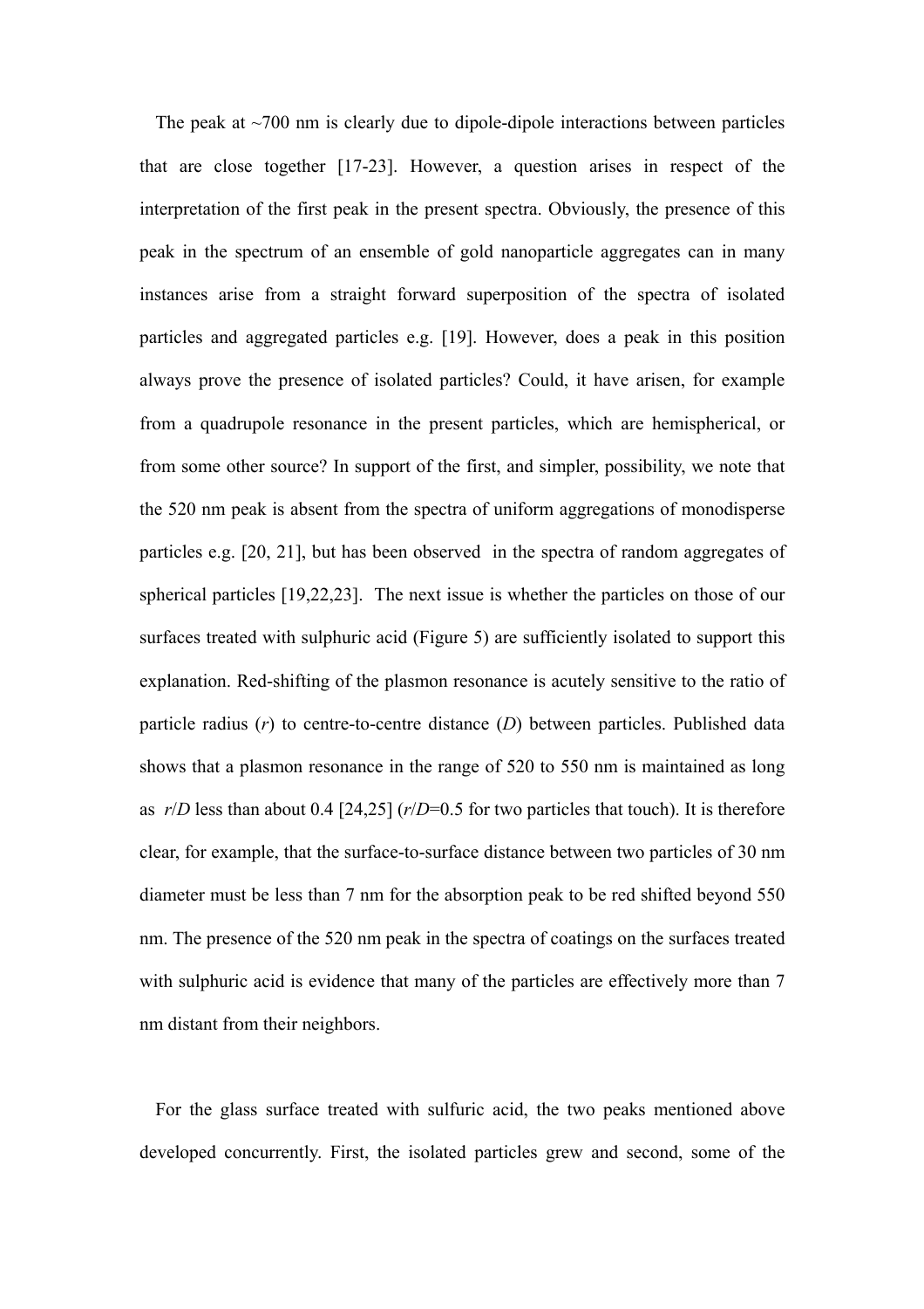The peak at ~700 nm is clearly due to dipole-dipole interactions between particles that are close together [17-23]. However, a question arises in respect of the interpretation of the first peak in the present spectra. Obviously, the presence of this peak in the spectrum of an ensemble of gold nanoparticle aggregates can in many instances arise from a straight forward superposition of the spectra of isolated particles and aggregated particles e.g. [19]. However, does a peak in this position always prove the presence of isolated particles? Could, it have arisen, for example from a quadrupole resonance in the present particles, which are hemispherical, or from some other source? In support of the first, and simpler, possibility, we note that the 520 nm peak is absent from the spectra of uniform aggregations of monodisperse particles e.g. [20, 21], but has been observed in the spectra of random aggregates of spherical particles [19,22,23]. The next issue is whether the particles on those of our surfaces treated with sulphuric acid (Figure 5) are sufficiently isolated to support this explanation. Red-shifting of the plasmon resonance is acutely sensitive to the ratio of particle radius ($r$) to centre-to-centre distance ($D$) between particles. Published data shows that a plasmon resonance in the range of 520 to 550 nm is maintained as long as $r/D$ less than about 0.4 [24,25] ($r/D$=0.5 for two particles that touch). It is therefore clear, for example, that the surface-to-surface distance between two particles of 30 nm diameter must be less than 7 nm for the absorption peak to be red shifted beyond 550 nm. The presence of the 520 nm peak in the spectra of coatings on the surfaces treated with sulphuric acid is evidence that many of the particles are effectively more than 7 nm distant from their neighbors.

For the glass surface treated with sulfuric acid, the two peaks mentioned above developed concurrently. First, the isolated particles grew and second, some of the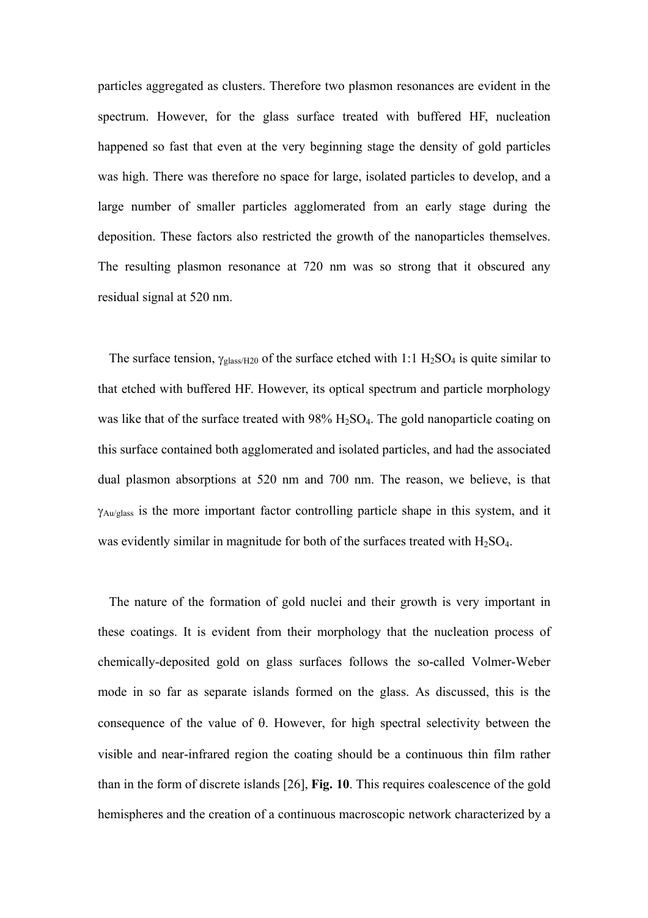particles aggregated as clusters. Therefore two plasmon resonances are evident in the spectrum. However, for the glass surface treated with buffered HF, nucleation happened so fast that even at the very beginning stage the density of gold particles was high. There was therefore no space for large, isolated particles to develop, and a large number of smaller particles agglomerated from an early stage during the deposition. These factors also restricted the growth of the nanoparticles themselves. The resulting plasmon resonance at 720 nm was so strong that it obscured any residual signal at 520 nm.

The surface tension, $\gamma_{glass/H20}$ of the surface etched with 1:1 $H_2SO_4$ is quite similar to that etched with buffered HF. However, its optical spectrum and particle morphology was like that of the surface treated with 98% $H_2SO_4$. The gold nanoparticle coating on this surface contained both agglomerated and isolated particles, and had the associated dual plasmon absorptions at 520 nm and 700 nm. The reason, we believe, is that $\gamma_{Au/glass}$ is the more important factor controlling particle shape in this system, and it was evidently similar in magnitude for both of the surfaces treated with $H_2SO_4$.

The nature of the formation of gold nuclei and their growth is very important in these coatings. It is evident from their morphology that the nucleation process of chemically-deposited gold on glass surfaces follows the so-called Volmer-Weber mode in so far as separate islands formed on the glass. As discussed, this is the consequence of the value of $\theta$. However, for high spectral selectivity between the visible and near-infrared region the coating should be a continuous thin film rather than in the form of discrete islands [26], **Fig. 10**. This requires coalescence of the gold hemispheres and the creation of a continuous macroscopic network characterized by a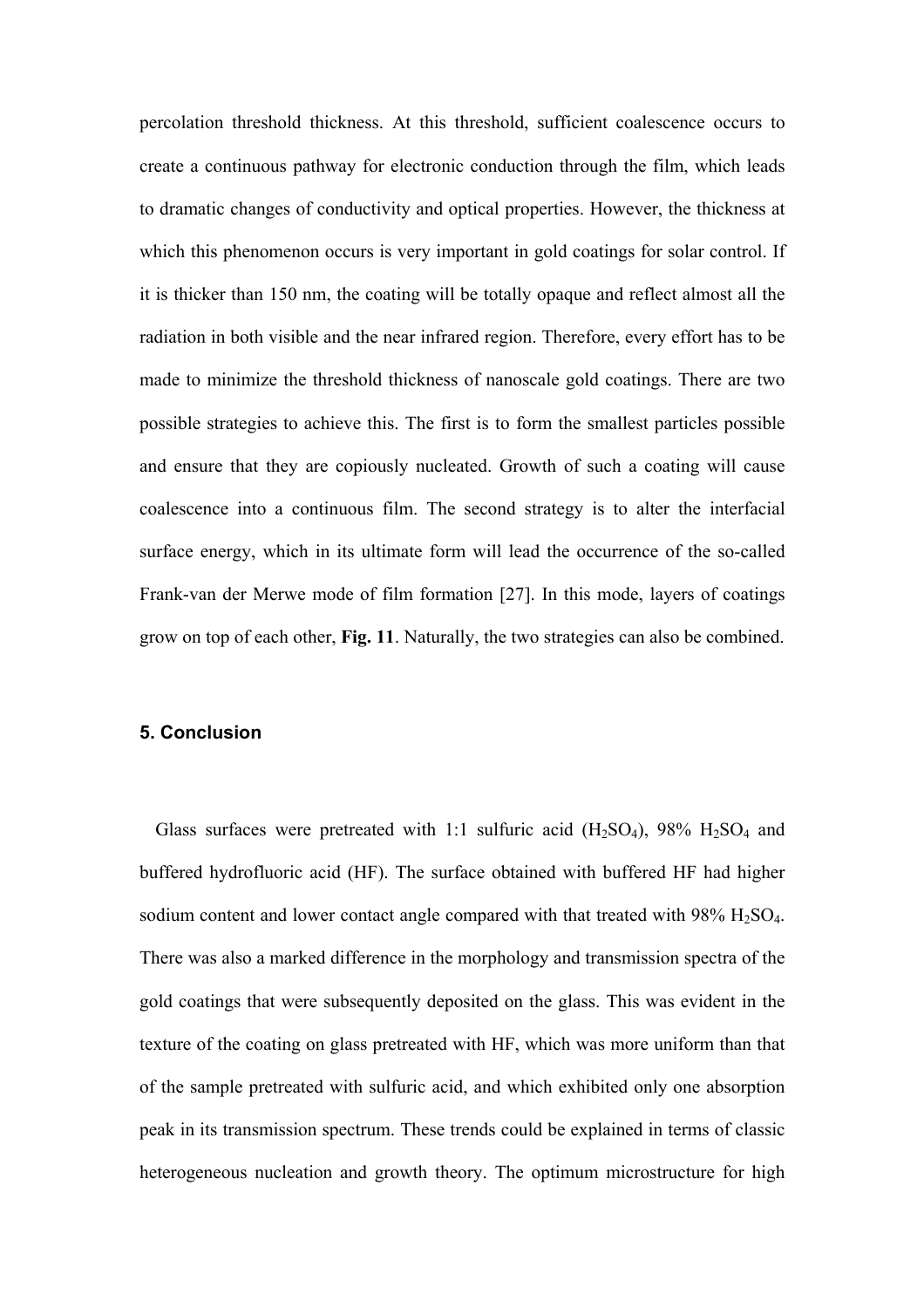percolation threshold thickness. At this threshold, sufficient coalescence occurs to create a continuous pathway for electronic conduction through the film, which leads to dramatic changes of conductivity and optical properties. However, the thickness at which this phenomenon occurs is very important in gold coatings for solar control. If it is thicker than 150 nm, the coating will be totally opaque and reflect almost all the radiation in both visible and the near infrared region. Therefore, every effort has to be made to minimize the threshold thickness of nanoscale gold coatings. There are two possible strategies to achieve this. The first is to form the smallest particles possible and ensure that they are copiously nucleated. Growth of such a coating will cause coalescence into a continuous film. The second strategy is to alter the interfacial surface energy, which in its ultimate form will lead the occurrence of the so-called Frank-van der Merwe mode of film formation [27]. In this mode, layers of coatings grow on top of each other, **Fig. 11**. Naturally, the two strategies can also be combined.

## 5. Conclusion

Glass surfaces were pretreated with 1:1 sulfuric acid ($H_2SO_4$), 98% $H_2SO_4$ and buffered hydrofluoric acid (HF). The surface obtained with buffered HF had higher sodium content and lower contact angle compared with that treated with 98% $H_2SO_4$. There was also a marked difference in the morphology and transmission spectra of the gold coatings that were subsequently deposited on the glass. This was evident in the texture of the coating on glass pretreated with HF, which was more uniform than that of the sample pretreated with sulfuric acid, and which exhibited only one absorption peak in its transmission spectrum. These trends could be explained in terms of classic heterogeneous nucleation and growth theory. The optimum microstructure for high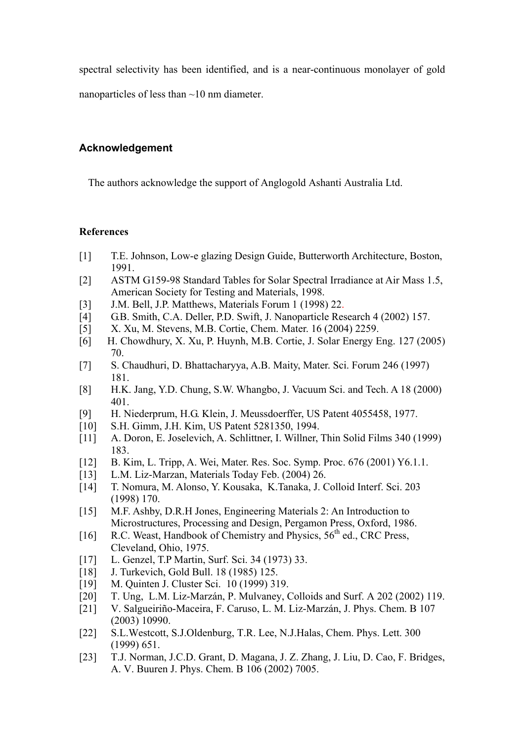spectral selectivity has been identified, and is a near-continuous monolayer of gold nanoparticles of less than ~10 nm diameter.

## Acknowledgement

The authors acknowledge the support of Anglogold Ashanti Australia Ltd.

## References

[1] T.E. Johnson, Low-e glazing Design Guide, Butterworth Architecture, Boston, 1991.

[2] ASTM G159-98 Standard Tables for Solar Spectral Irradiance at Air Mass 1.5, American Society for Testing and Materials, 1998.

[3] J.M. Bell, J.P. Matthews, Materials Forum 1 (1998) 22.

[4] G.B. Smith, C.A. Deller, P.D. Swift, J. Nanoparticle Research 4 (2002) 157.

[5] X. Xu, M. Stevens, M.B. Cortie, Chem. Mater. 16 (2004) 2259.

[6] H. Chowdhury, X. Xu, P. Huynh, M.B. Cortie, J. Solar Energy Eng. 127 (2005) 70.

[7] S. Chaudhuri, D. Bhattacharyya, A.B. Maity, Mater. Sci. Forum 246 (1997) 181.

[8] H.K. Jang, Y.D. Chung, S.W. Whangbo, J. Vacuum Sci. and Tech. A 18 (2000) 401.

[9] H. Niederprum, H.G. Klein, J. Meussdoerffer, US Patent 4055458, 1977.

[10] S.H. Gimm, J.H. Kim, US Patent 5281350, 1994.

[11] A. Doron, E. Joselevich, A. Schlittner, I. Willner, Thin Solid Films 340 (1999) 183.

[12] B. Kim, L. Tripp, A. Wei, Mater. Res. Soc. Symp. Proc. 676 (2001) Y6.1.1.

[13] L.M. Liz-Marzan, Materials Today Feb. (2004) 26.

[14] T. Nomura, M. Alonso, Y. Kousaka, K.Tanaka, J. Colloid Interf. Sci. 203 (1998) 170.

[15] M.F. Ashby, D.R.H Jones, Engineering Materials 2: An Introduction to Microstructures, Processing and Design, Pergamon Press, Oxford, 1986.

[16] R.C. Weast, Handbook of Chemistry and Physics, 56th ed., CRC Press, Cleveland, Ohio, 1975.

[17] L. Genzel, T.P Martin, Surf. Sci. 34 (1973) 33.

[18] J. Turkevich, Gold Bull. 18 (1985) 125.

[19] M. Quinten J. Cluster Sci. 10 (1999) 319.

[20] T. Ung, L.M. Liz-Marzán, P. Mulvaney, Colloids and Surf. A 202 (2002) 119.

[21] V. Salgueiriño-Maceira, F. Caruso, L. M. Liz-Marzán, J. Phys. Chem. B 107 (2003) 10990.

[22] S.L.Westcott, S.J.Oldenburg, T.R. Lee, N.J.Halas, Chem. Phys. Lett. 300 (1999) 651.

[23] T.J. Norman, J.C.D. Grant, D. Magana, J. Z. Zhang, J. Liu, D. Cao, F. Bridges, A. V. Buuren J. Phys. Chem. B 106 (2002) 7005.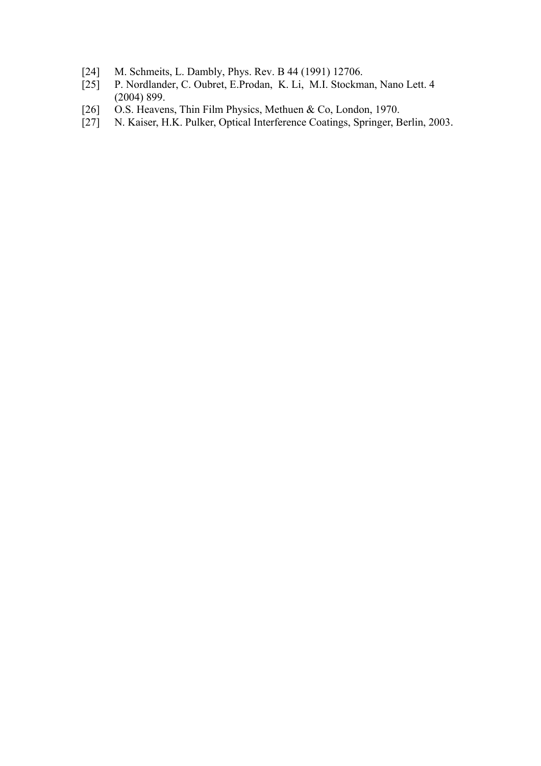[24] M. Schmeits, L. Dambly, Phys. Rev. B 44 (1991) 12706.

[25] P. Nordlander, C. Oubret, E.Prodan, K. Li, M.I. Stockman, Nano Lett. 4 (2004) 899.

[26] O.S. Heavens, Thin Film Physics, Methuen & Co, London, 1970.

[27] N. Kaiser, H.K. Pulker, Optical Interference Coatings, Springer, Berlin, 2003.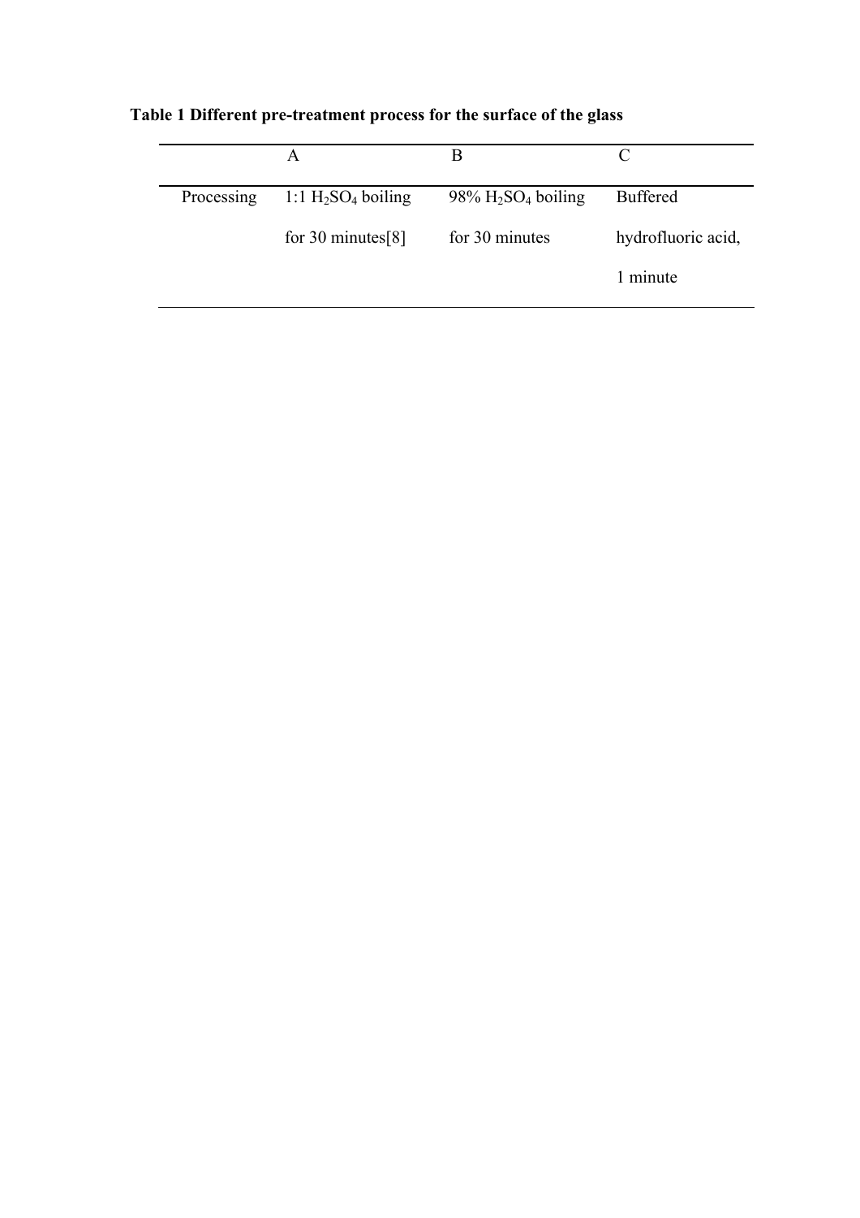**Table 1 Different pre-treatment process for the surface of the glass**

| | A | B | C |
|---|---|---|---|
| Processing | 1:1 $H_2SO_4$ boiling for 30 minutes[8] | 98% $H_2SO_4$ boiling for 30 minutes | Buffered hydrofluoric acid, 1 minute |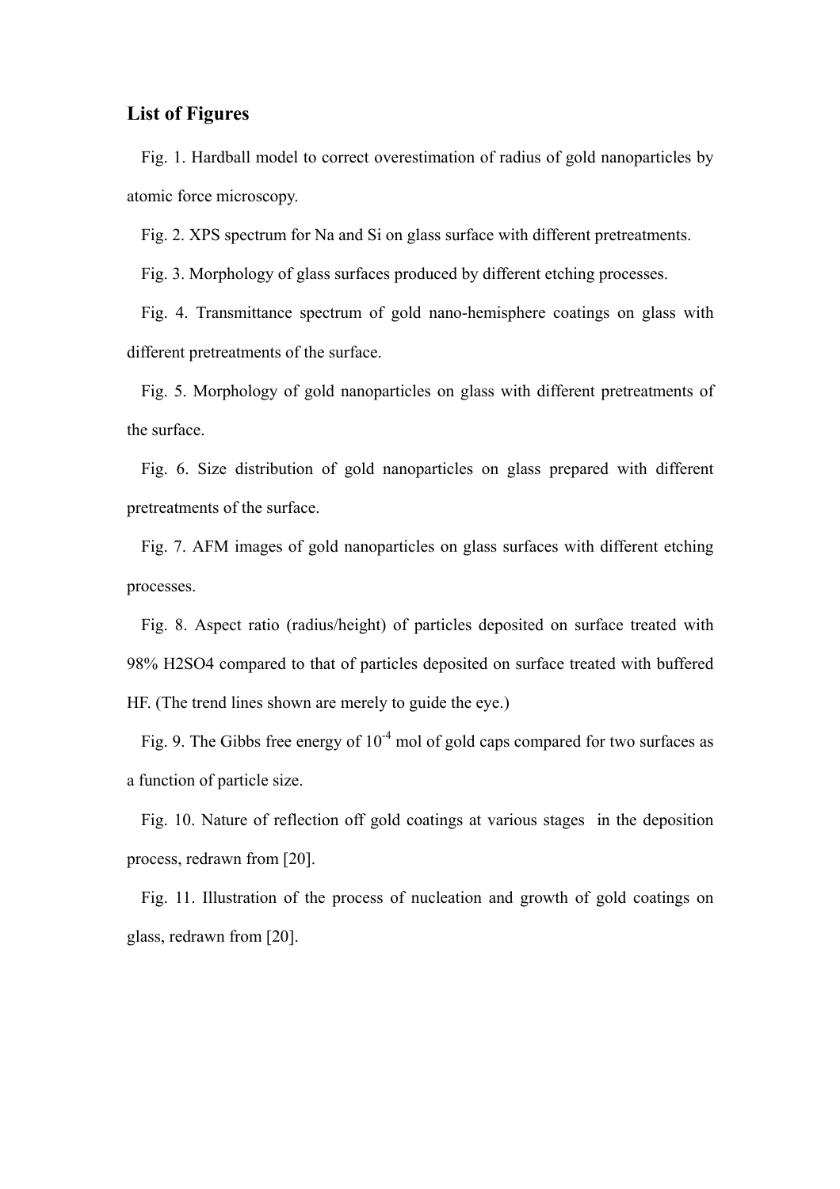## List of Figures

Fig. 1. Hardball model to correct overestimation of radius of gold nanoparticles by atomic force microscopy.

Fig. 2. XPS spectrum for Na and Si on glass surface with different pretreatments.

Fig. 3. Morphology of glass surfaces produced by different etching processes.

Fig. 4. Transmittance spectrum of gold nano-hemisphere coatings on glass with different pretreatments of the surface.

Fig. 5. Morphology of gold nanoparticles on glass with different pretreatments of the surface.

Fig. 6. Size distribution of gold nanoparticles on glass prepared with different pretreatments of the surface.

Fig. 7. AFM images of gold nanoparticles on glass surfaces with different etching processes.

Fig. 8. Aspect ratio (radius/height) of particles deposited on surface treated with 98% $H_2SO_4$ compared to that of particles deposited on surface treated with buffered HF. (The trend lines shown are merely to guide the eye.)

Fig. 9. The Gibbs free energy of $10^{-4}$ mol of gold caps compared for two surfaces as a function of particle size.

Fig. 10. Nature of reflection off gold coatings at various stages in the deposition process, redrawn from [20].

Fig. 11. Illustration of the process of nucleation and growth of gold coatings on glass, redrawn from [20].